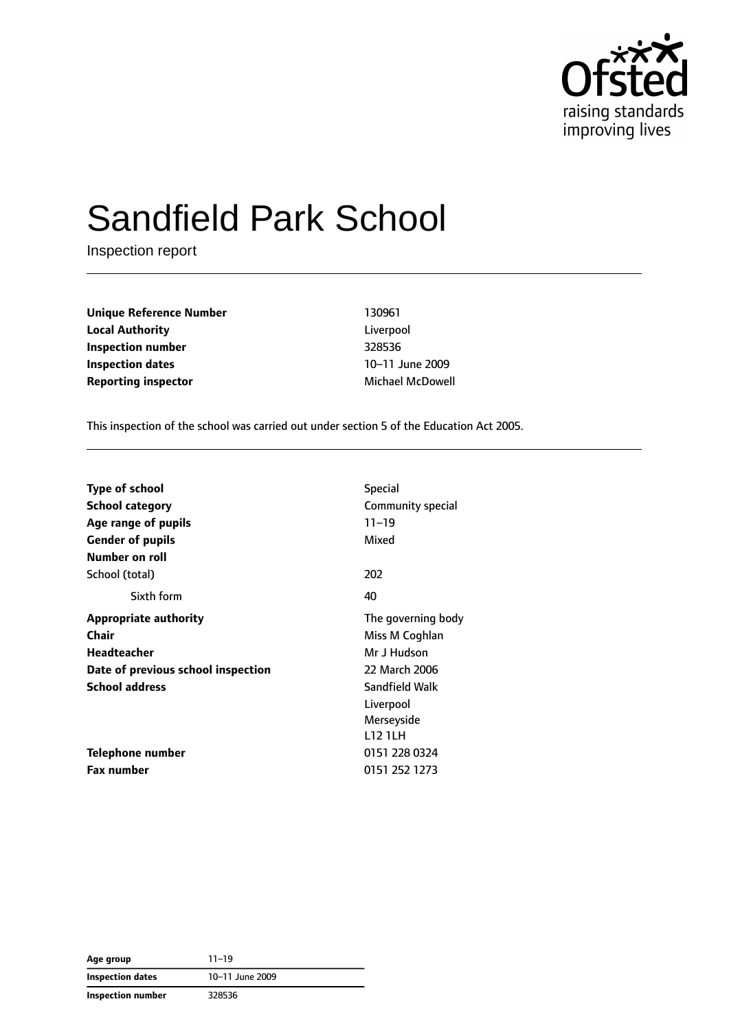# Sandfield Park School

Inspection report

| | |
|---|---|
| **Unique Reference Number** | 130961 |
| **Local Authority** | Liverpool |
| **Inspection number** | 328536 |
| **Inspection dates** | 10–11 June 2009 |
| **Reporting inspector** | Michael McDowell |

This inspection of the school was carried out under section 5 of the Education Act 2005.

| | |
|---|---|
| **Type of school** | Special |
| **School category** | Community special |
| **Age range of pupils** | 11–19 |
| **Gender of pupils** | Mixed |
| **Number on roll** | |
| School (total) | 202 |
| Sixth form | 40 |
| **Appropriate authority** | The governing body |
| **Chair** | Miss M Coghlan |
| **Headteacher** | Mr J Hudson |
| **Date of previous school inspection** | 22 March 2006 |
| **School address** | Sandfield Walk<br>Liverpool<br>Merseyside<br>L12 1LH |
| **Telephone number** | 0151 228 0324 |
| **Fax number** | 0151 252 1273 |

| | |
|---|---|
| **Age group** | 11–19 |
| **Inspection dates** | 10–11 June 2009 |
| **Inspection number** | 328536 |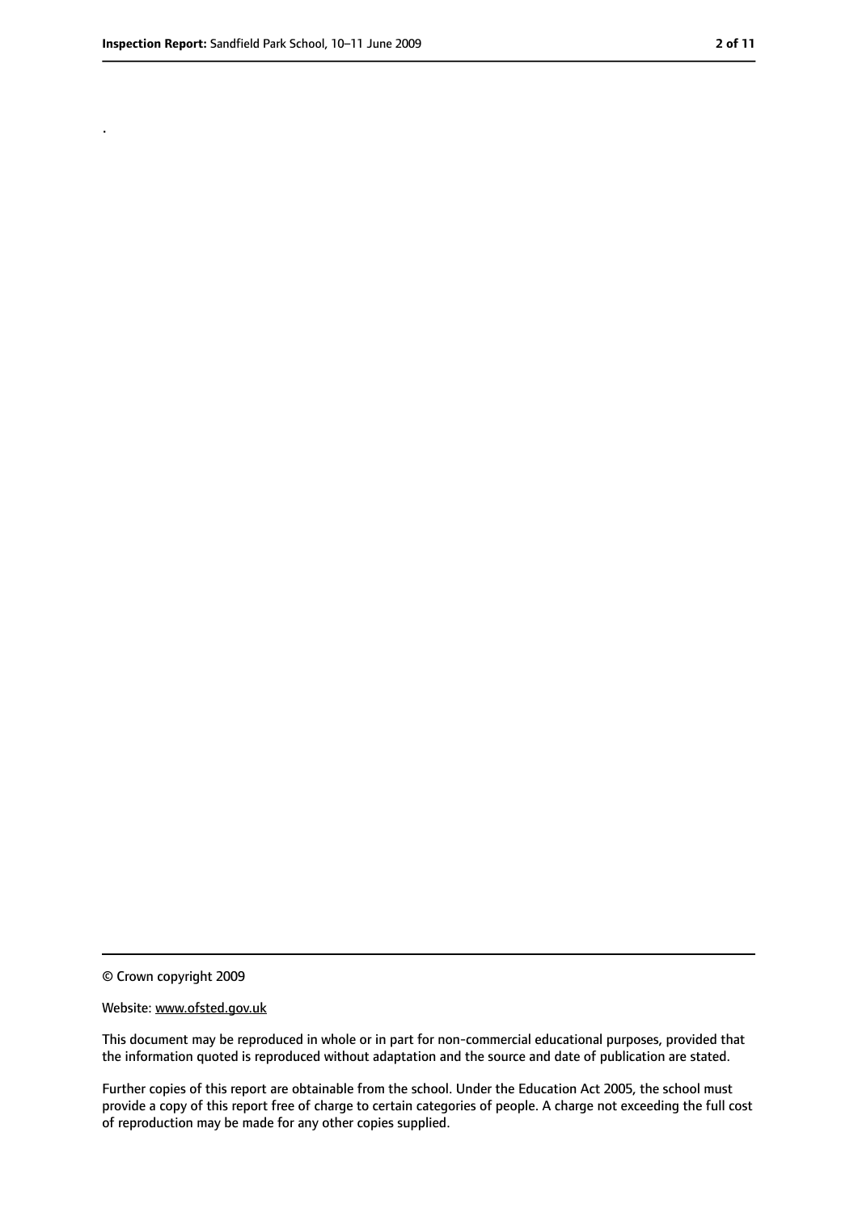.

© Crown copyright 2009

Website: www.ofsted.gov.uk

This document may be reproduced in whole or in part for non-commercial educational purposes, provided that the information quoted is reproduced without adaptation and the source and date of publication are stated.

Further copies of this report are obtainable from the school. Under the Education Act 2005, the school must provide a copy of this report free of charge to certain categories of people. A charge not exceeding the full cost of reproduction may be made for any other copies supplied.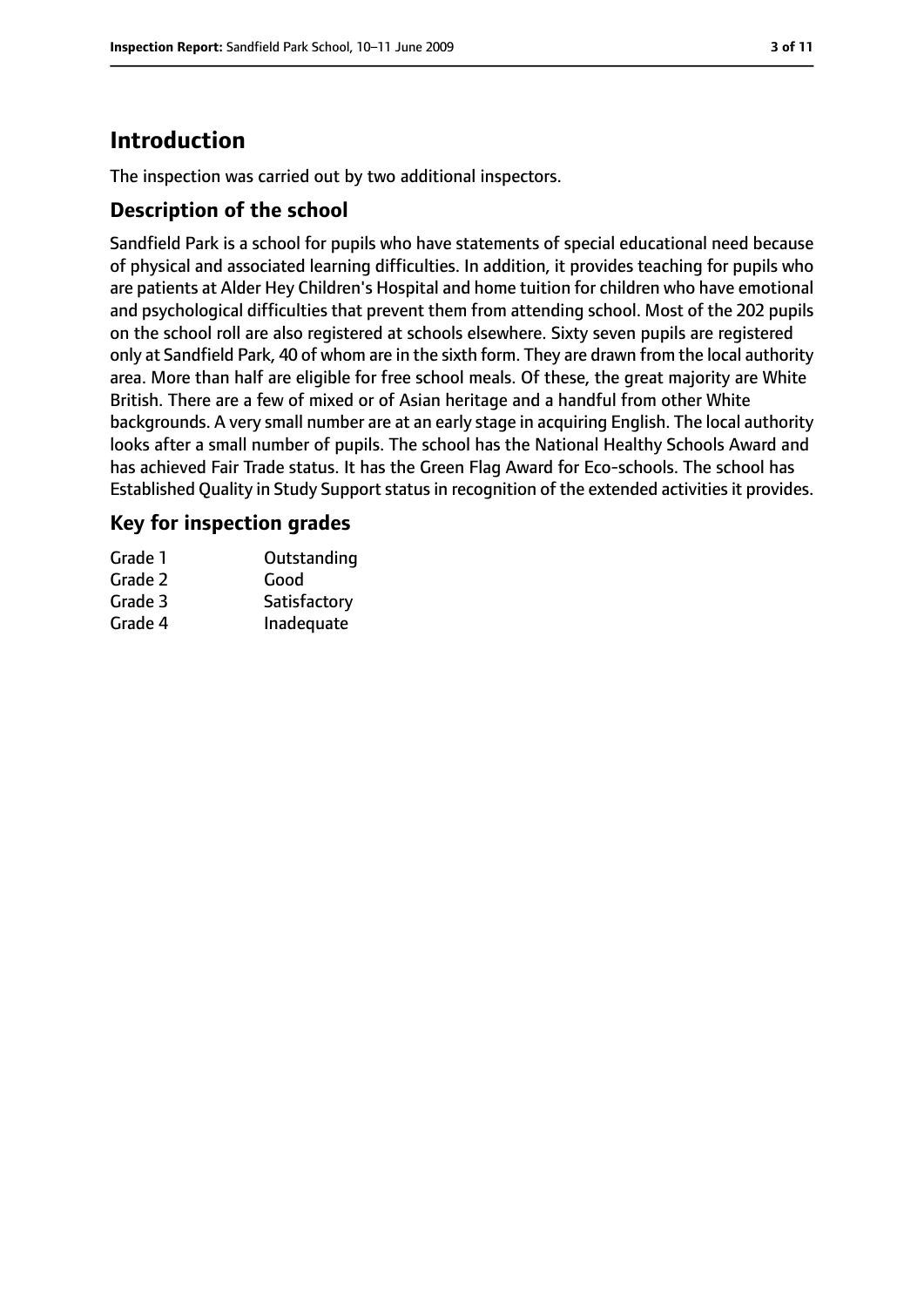# Introduction

The inspection was carried out by two additional inspectors.

## Description of the school

Sandfield Park is a school for pupils who have statements of special educational need because of physical and associated learning difficulties. In addition, it provides teaching for pupils who are patients at Alder Hey Children's Hospital and home tuition for children who have emotional and psychological difficulties that prevent them from attending school. Most of the 202 pupils on the school roll are also registered at schools elsewhere. Sixty seven pupils are registered only at Sandfield Park, 40 of whom are in the sixth form. They are drawn from the local authority area. More than half are eligible for free school meals. Of these, the great majority are White British. There are a few of mixed or of Asian heritage and a handful from other White backgrounds. A very small number are at an early stage in acquiring English. The local authority looks after a small number of pupils. The school has the National Healthy Schools Award and has achieved Fair Trade status. It has the Green Flag Award for Eco-schools. The school has Established Quality in Study Support status in recognition of the extended activities it provides.

## Key for inspection grades

| | |
|---|---|
| Grade 1 | Outstanding |
| Grade 2 | Good |
| Grade 3 | Satisfactory |
| Grade 4 | Inadequate |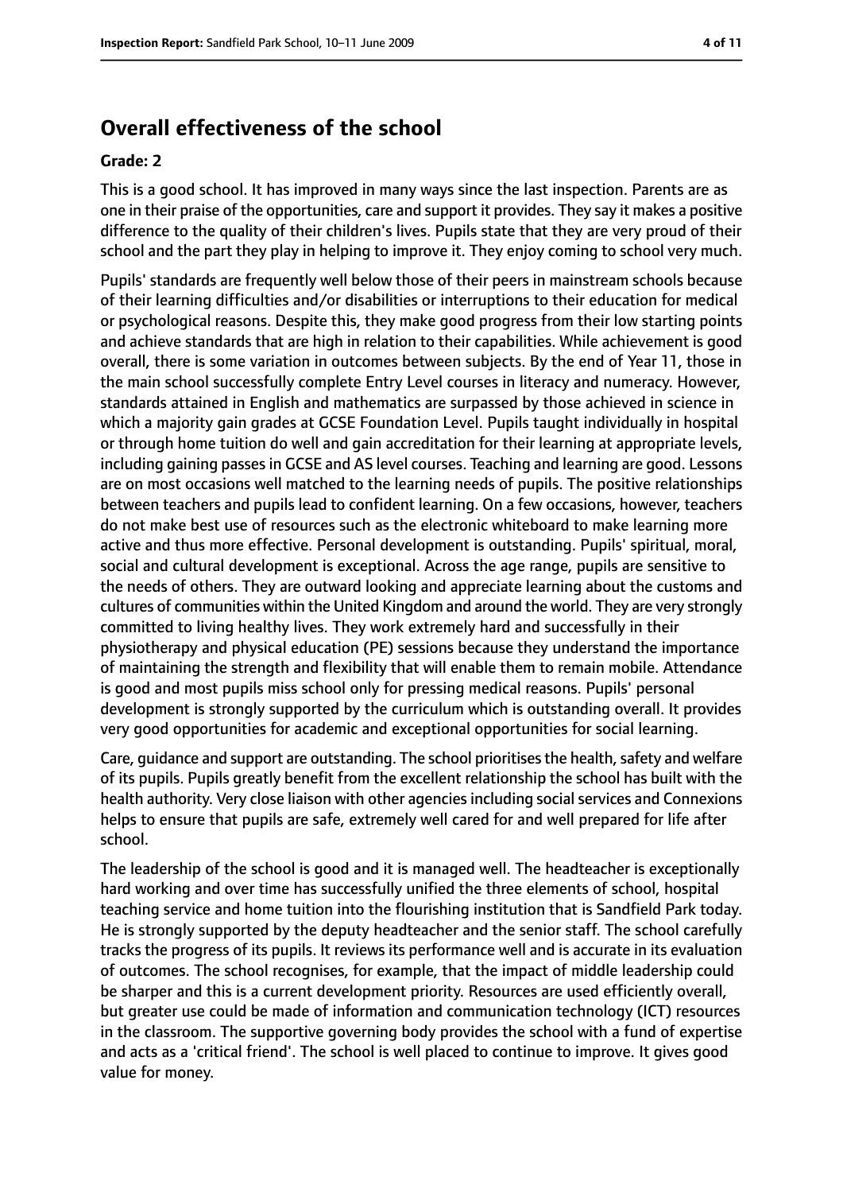## Overall effectiveness of the school

### Grade: 2

This is a good school. It has improved in many ways since the last inspection. Parents are as one in their praise of the opportunities, care and support it provides. They say it makes a positive difference to the quality of their children's lives. Pupils state that they are very proud of their school and the part they play in helping to improve it. They enjoy coming to school very much.

Pupils' standards are frequently well below those of their peers in mainstream schools because of their learning difficulties and/or disabilities or interruptions to their education for medical or psychological reasons. Despite this, they make good progress from their low starting points and achieve standards that are high in relation to their capabilities. While achievement is good overall, there is some variation in outcomes between subjects. By the end of Year 11, those in the main school successfully complete Entry Level courses in literacy and numeracy. However, standards attained in English and mathematics are surpassed by those achieved in science in which a majority gain grades at GCSE Foundation Level. Pupils taught individually in hospital or through home tuition do well and gain accreditation for their learning at appropriate levels, including gaining passes in GCSE and AS level courses. Teaching and learning are good. Lessons are on most occasions well matched to the learning needs of pupils. The positive relationships between teachers and pupils lead to confident learning. On a few occasions, however, teachers do not make best use of resources such as the electronic whiteboard to make learning more active and thus more effective. Personal development is outstanding. Pupils' spiritual, moral, social and cultural development is exceptional. Across the age range, pupils are sensitive to the needs of others. They are outward looking and appreciate learning about the customs and cultures of communities within the United Kingdom and around the world. They are very strongly committed to living healthy lives. They work extremely hard and successfully in their physiotherapy and physical education (PE) sessions because they understand the importance of maintaining the strength and flexibility that will enable them to remain mobile. Attendance is good and most pupils miss school only for pressing medical reasons. Pupils' personal development is strongly supported by the curriculum which is outstanding overall. It provides very good opportunities for academic and exceptional opportunities for social learning.

Care, guidance and support are outstanding. The school prioritises the health, safety and welfare of its pupils. Pupils greatly benefit from the excellent relationship the school has built with the health authority. Very close liaison with other agencies including social services and Connexions helps to ensure that pupils are safe, extremely well cared for and well prepared for life after school.

The leadership of the school is good and it is managed well. The headteacher is exceptionally hard working and over time has successfully unified the three elements of school, hospital teaching service and home tuition into the flourishing institution that is Sandfield Park today. He is strongly supported by the deputy headteacher and the senior staff. The school carefully tracks the progress of its pupils. It reviews its performance well and is accurate in its evaluation of outcomes. The school recognises, for example, that the impact of middle leadership could be sharper and this is a current development priority. Resources are used efficiently overall, but greater use could be made of information and communication technology (ICT) resources in the classroom. The supportive governing body provides the school with a fund of expertise and acts as a 'critical friend'. The school is well placed to continue to improve. It gives good value for money.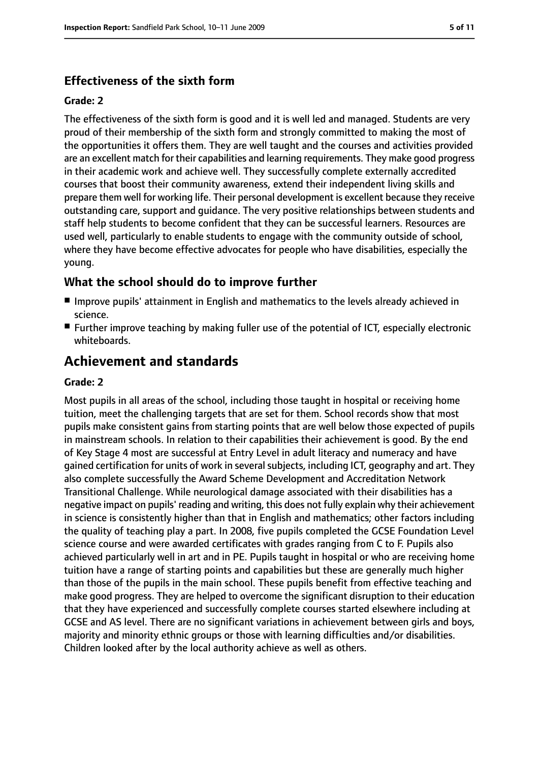### Effectiveness of the sixth form

#### Grade: 2

The effectiveness of the sixth form is good and it is well led and managed. Students are very proud of their membership of the sixth form and strongly committed to making the most of the opportunities it offers them. They are well taught and the courses and activities provided are an excellent match for their capabilities and learning requirements. They make good progress in their academic work and achieve well. They successfully complete externally accredited courses that boost their community awareness, extend their independent living skills and prepare them well for working life. Their personal development is excellent because they receive outstanding care, support and guidance. The very positive relationships between students and staff help students to become confident that they can be successful learners. Resources are used well, particularly to enable students to engage with the community outside of school, where they have become effective advocates for people who have disabilities, especially the young.

### What the school should do to improve further

- Improve pupils' attainment in English and mathematics to the levels already achieved in science.
- Further improve teaching by making fuller use of the potential of ICT, especially electronic whiteboards.

## Achievement and standards

#### Grade: 2

Most pupils in all areas of the school, including those taught in hospital or receiving home tuition, meet the challenging targets that are set for them. School records show that most pupils make consistent gains from starting points that are well below those expected of pupils in mainstream schools. In relation to their capabilities their achievement is good. By the end of Key Stage 4 most are successful at Entry Level in adult literacy and numeracy and have gained certification for units of work in several subjects, including ICT, geography and art. They also complete successfully the Award Scheme Development and Accreditation Network Transitional Challenge. While neurological damage associated with their disabilities has a negative impact on pupils' reading and writing, this does not fully explain why their achievement in science is consistently higher than that in English and mathematics; other factors including the quality of teaching play a part. In 2008, five pupils completed the GCSE Foundation Level science course and were awarded certificates with grades ranging from C to F. Pupils also achieved particularly well in art and in PE. Pupils taught in hospital or who are receiving home tuition have a range of starting points and capabilities but these are generally much higher than those of the pupils in the main school. These pupils benefit from effective teaching and make good progress. They are helped to overcome the significant disruption to their education that they have experienced and successfully complete courses started elsewhere including at GCSE and AS level. There are no significant variations in achievement between girls and boys, majority and minority ethnic groups or those with learning difficulties and/or disabilities. Children looked after by the local authority achieve as well as others.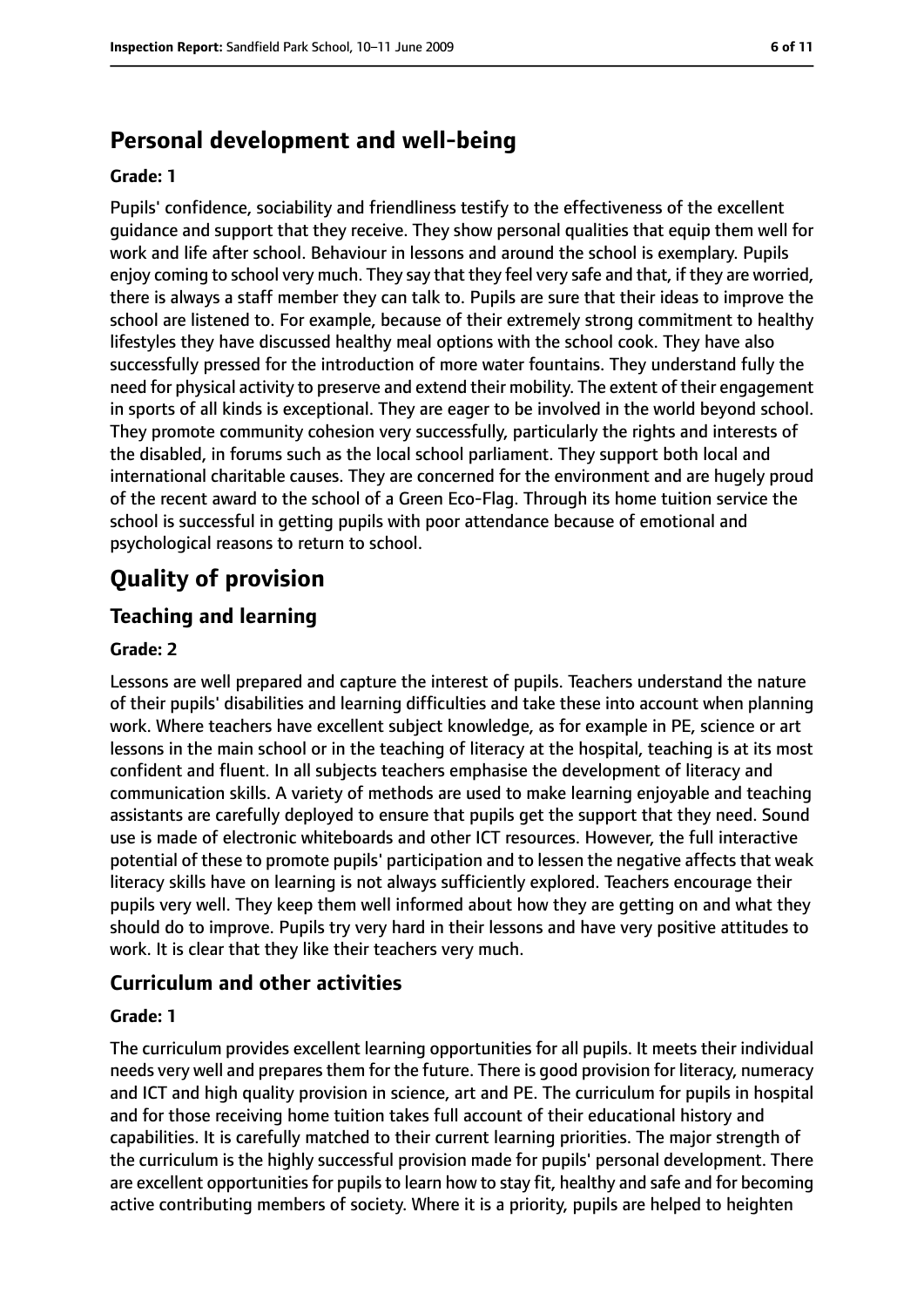## Personal development and well-being

**Grade: 1**

Pupils' confidence, sociability and friendliness testify to the effectiveness of the excellent guidance and support that they receive. They show personal qualities that equip them well for work and life after school. Behaviour in lessons and around the school is exemplary. Pupils enjoy coming to school very much. They say that they feel very safe and that, if they are worried, there is always a staff member they can talk to. Pupils are sure that their ideas to improve the school are listened to. For example, because of their extremely strong commitment to healthy lifestyles they have discussed healthy meal options with the school cook. They have also successfully pressed for the introduction of more water fountains. They understand fully the need for physical activity to preserve and extend their mobility. The extent of their engagement in sports of all kinds is exceptional. They are eager to be involved in the world beyond school. They promote community cohesion very successfully, particularly the rights and interests of the disabled, in forums such as the local school parliament. They support both local and international charitable causes. They are concerned for the environment and are hugely proud of the recent award to the school of a Green Eco-Flag. Through its home tuition service the school is successful in getting pupils with poor attendance because of emotional and psychological reasons to return to school.

# Quality of provision

## Teaching and learning

**Grade: 2**

Lessons are well prepared and capture the interest of pupils. Teachers understand the nature of their pupils' disabilities and learning difficulties and take these into account when planning work. Where teachers have excellent subject knowledge, as for example in PE, science or art lessons in the main school or in the teaching of literacy at the hospital, teaching is at its most confident and fluent. In all subjects teachers emphasise the development of literacy and communication skills. A variety of methods are used to make learning enjoyable and teaching assistants are carefully deployed to ensure that pupils get the support that they need. Sound use is made of electronic whiteboards and other ICT resources. However, the full interactive potential of these to promote pupils' participation and to lessen the negative affects that weak literacy skills have on learning is not always sufficiently explored. Teachers encourage their pupils very well. They keep them well informed about how they are getting on and what they should do to improve. Pupils try very hard in their lessons and have very positive attitudes to work. It is clear that they like their teachers very much.

## Curriculum and other activities

**Grade: 1**

The curriculum provides excellent learning opportunities for all pupils. It meets their individual needs very well and prepares them for the future. There is good provision for literacy, numeracy and ICT and high quality provision in science, art and PE. The curriculum for pupils in hospital and for those receiving home tuition takes full account of their educational history and capabilities. It is carefully matched to their current learning priorities. The major strength of the curriculum is the highly successful provision made for pupils' personal development. There are excellent opportunities for pupils to learn how to stay fit, healthy and safe and for becoming active contributing members of society. Where it is a priority, pupils are helped to heighten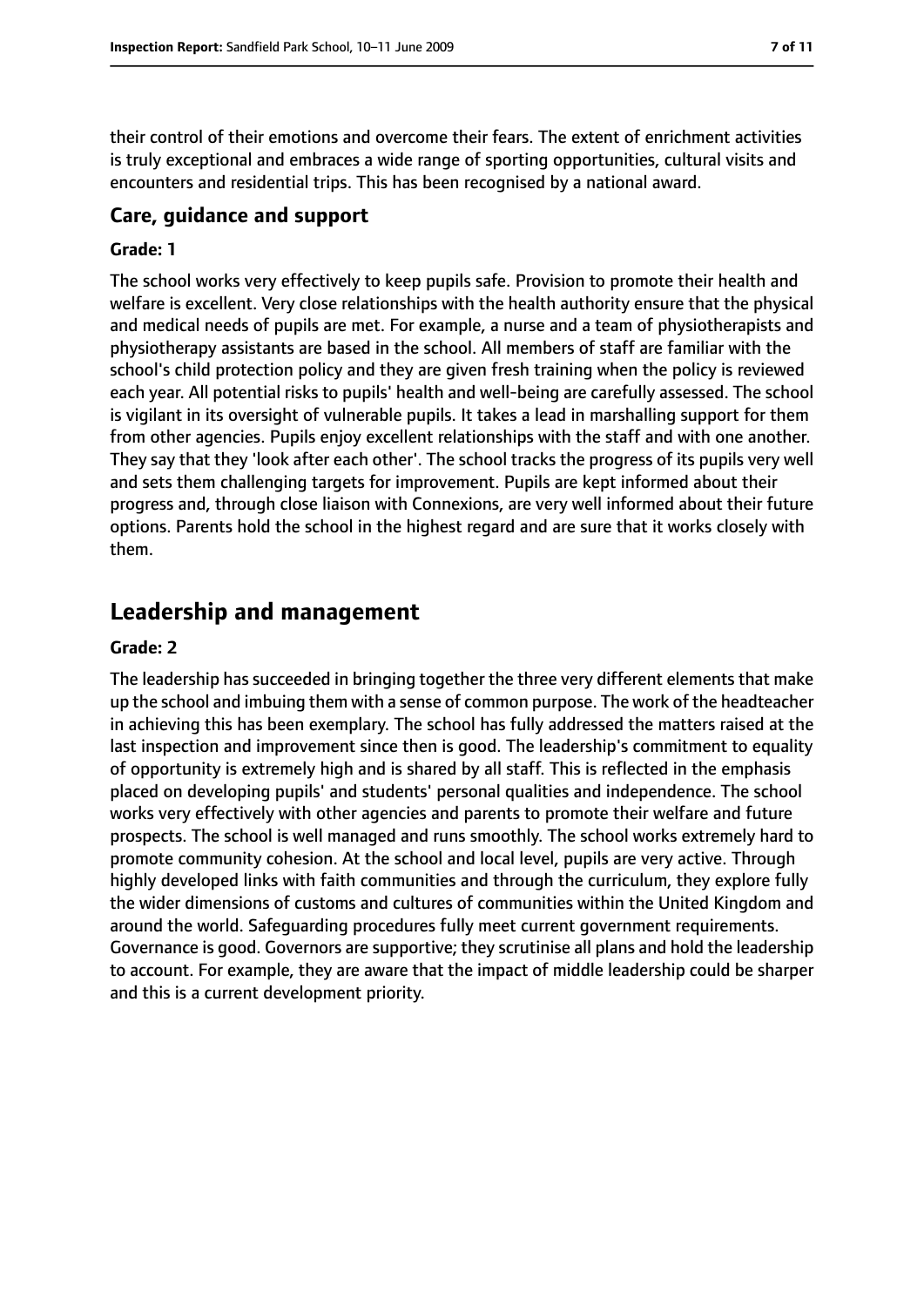their control of their emotions and overcome their fears. The extent of enrichment activities is truly exceptional and embraces a wide range of sporting opportunities, cultural visits and encounters and residential trips. This has been recognised by a national award.

### Care, guidance and support

#### Grade: 1

The school works very effectively to keep pupils safe. Provision to promote their health and welfare is excellent. Very close relationships with the health authority ensure that the physical and medical needs of pupils are met. For example, a nurse and a team of physiotherapists and physiotherapy assistants are based in the school. All members of staff are familiar with the school's child protection policy and they are given fresh training when the policy is reviewed each year. All potential risks to pupils' health and well-being are carefully assessed. The school is vigilant in its oversight of vulnerable pupils. It takes a lead in marshalling support for them from other agencies. Pupils enjoy excellent relationships with the staff and with one another. They say that they 'look after each other'. The school tracks the progress of its pupils very well and sets them challenging targets for improvement. Pupils are kept informed about their progress and, through close liaison with Connexions, are very well informed about their future options. Parents hold the school in the highest regard and are sure that it works closely with them.

## Leadership and management

#### Grade: 2

The leadership has succeeded in bringing together the three very different elements that make up the school and imbuing them with a sense of common purpose. The work of the headteacher in achieving this has been exemplary. The school has fully addressed the matters raised at the last inspection and improvement since then is good. The leadership's commitment to equality of opportunity is extremely high and is shared by all staff. This is reflected in the emphasis placed on developing pupils' and students' personal qualities and independence. The school works very effectively with other agencies and parents to promote their welfare and future prospects. The school is well managed and runs smoothly. The school works extremely hard to promote community cohesion. At the school and local level, pupils are very active. Through highly developed links with faith communities and through the curriculum, they explore fully the wider dimensions of customs and cultures of communities within the United Kingdom and around the world. Safeguarding procedures fully meet current government requirements. Governance is good. Governors are supportive; they scrutinise all plans and hold the leadership to account. For example, they are aware that the impact of middle leadership could be sharper and this is a current development priority.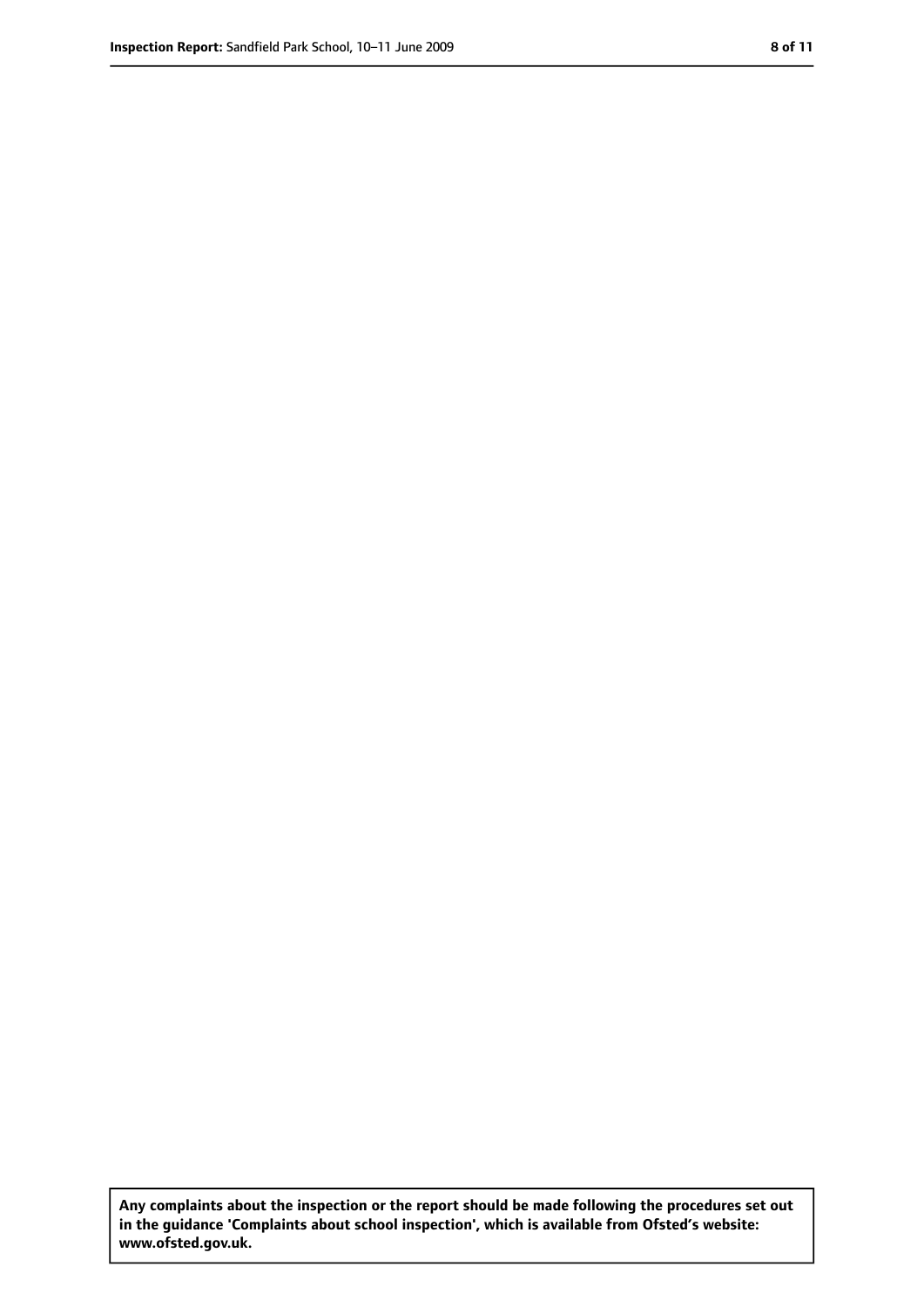**Any complaints about the inspection or the report should be made following the procedures set out in the guidance 'Complaints about school inspection', which is available from Ofsted's website: www.ofsted.gov.uk.**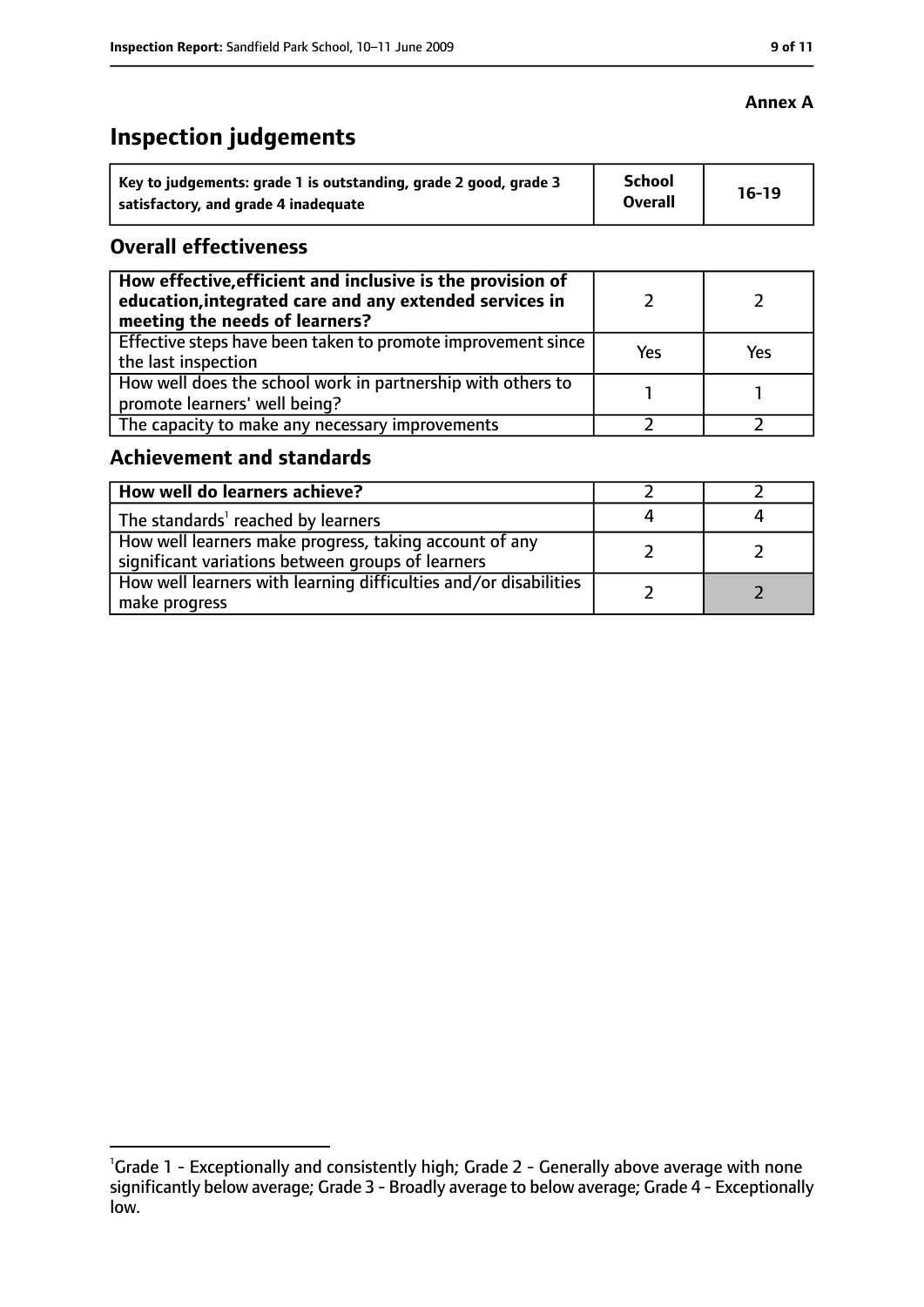**Annex A**

# Inspection judgements

| Key to judgements: grade 1 is outstanding, grade 2 good, grade 3 satisfactory, and grade 4 inadequate | School Overall | 16-19 |
|---|---|---|

## Overall effectiveness

| | | |
|---|---|---|
| **How effective, efficient and inclusive is the provision of education, integrated care and any extended services in meeting the needs of learners?** | 2 | 2 |
| Effective steps have been taken to promote improvement since the last inspection | Yes | Yes |
| How well does the school work in partnership with others to promote learners' well being? | 1 | 1 |
| The capacity to make any necessary improvements | 2 | 2 |

## Achievement and standards

| | | |
|---|---|---|
| **How well do learners achieve?** | 2 | 2 |
| The standards[1] reached by learners | 4 | 4 |
| How well learners make progress, taking account of any significant variations between groups of learners | 2 | 2 |
| How well learners with learning difficulties and/or disabilities make progress | 2 | 2 |

[1] Grade 1 - Exceptionally and consistently high; Grade 2 - Generally above average with none significantly below average; Grade 3 - Broadly average to below average; Grade 4 - Exceptionally low.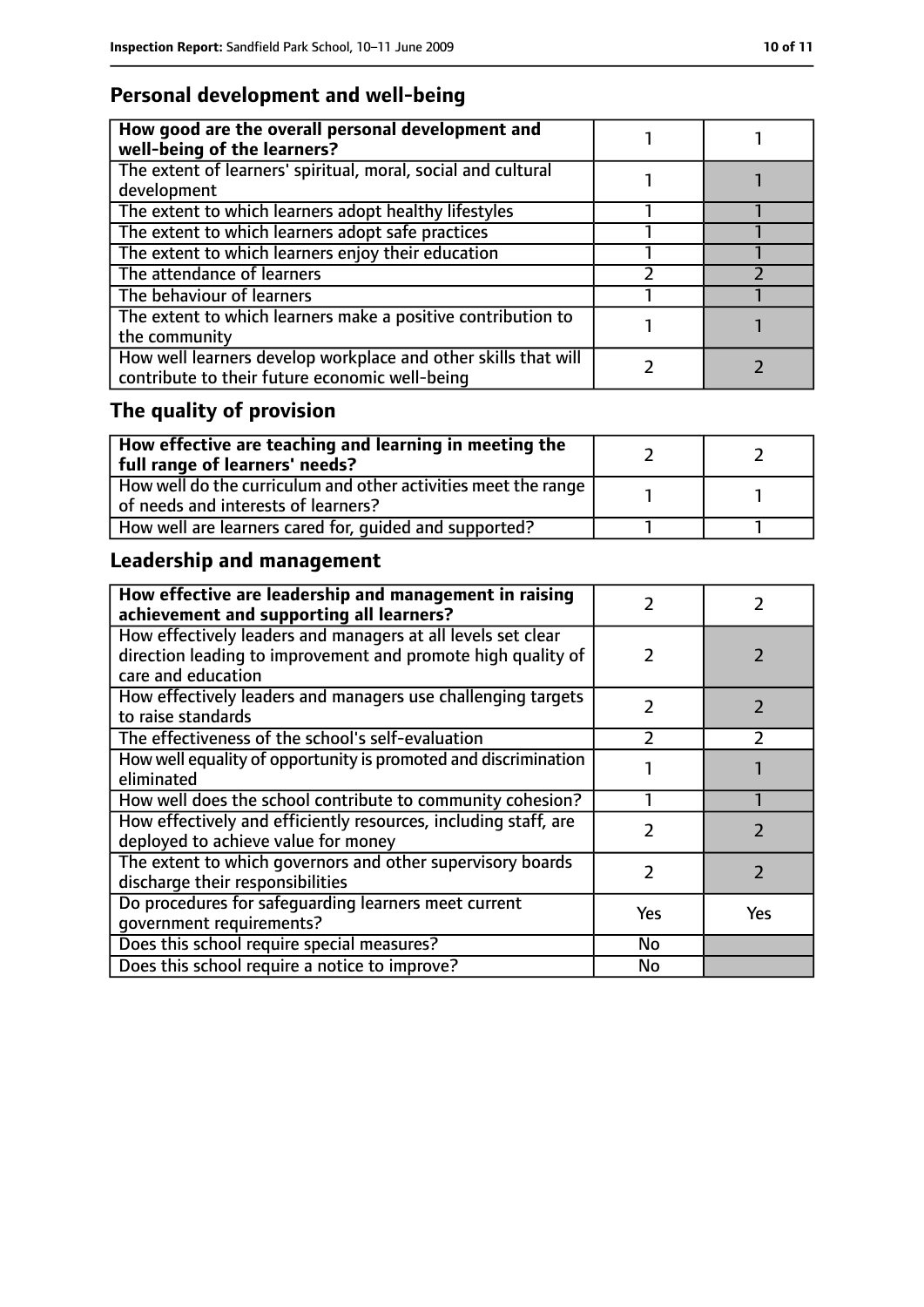## Personal development and well-being

| How good are the overall personal development and well-being of the learners? | 1 | 1 |
| --- | --- | --- |
| The extent of learners' spiritual, moral, social and cultural development | 1 | 1 |
| The extent to which learners adopt healthy lifestyles | 1 | 1 |
| The extent to which learners adopt safe practices | 1 | 1 |
| The extent to which learners enjoy their education | 1 | 1 |
| The attendance of learners | 2 | 2 |
| The behaviour of learners | 1 | 1 |
| The extent to which learners make a positive contribution to the community | 1 | 1 |
| How well learners develop workplace and other skills that will contribute to their future economic well-being | 2 | 2 |

## The quality of provision

| How effective are teaching and learning in meeting the full range of learners' needs? | 2 | 2 |
| --- | --- | --- |
| How well do the curriculum and other activities meet the range of needs and interests of learners? | 1 | 1 |
| How well are learners cared for, guided and supported? | 1 | 1 |

## Leadership and management

| How effective are leadership and management in raising achievement and supporting all learners? | 2 | 2 |
| --- | --- | --- |
| How effectively leaders and managers at all levels set clear direction leading to improvement and promote high quality of care and education | 2 | 2 |
| How effectively leaders and managers use challenging targets to raise standards | 2 | 2 |
| The effectiveness of the school's self-evaluation | 2 | 2 |
| How well equality of opportunity is promoted and discrimination eliminated | 1 | 1 |
| How well does the school contribute to community cohesion? | 1 | 1 |
| How effectively and efficiently resources, including staff, are deployed to achieve value for money | 2 | 2 |
| The extent to which governors and other supervisory boards discharge their responsibilities | 2 | 2 |
| Do procedures for safeguarding learners meet current government requirements? | Yes | Yes |
| Does this school require special measures? | No | |
| Does this school require a notice to improve? | No | |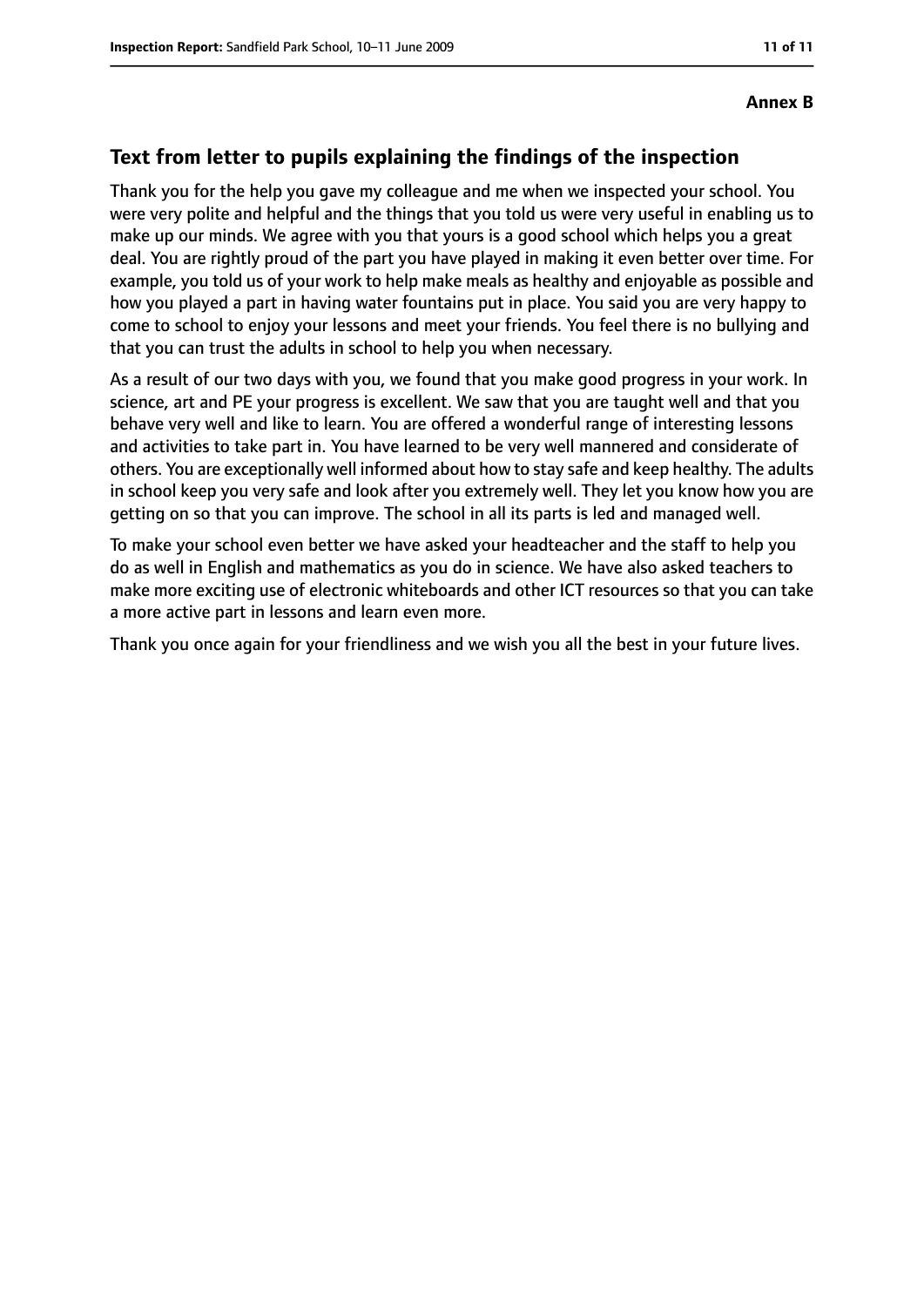**Annex B**

## Text from letter to pupils explaining the findings of the inspection

Thank you for the help you gave my colleague and me when we inspected your school. You were very polite and helpful and the things that you told us were very useful in enabling us to make up our minds. We agree with you that yours is a good school which helps you a great deal. You are rightly proud of the part you have played in making it even better over time. For example, you told us of your work to help make meals as healthy and enjoyable as possible and how you played a part in having water fountains put in place. You said you are very happy to come to school to enjoy your lessons and meet your friends. You feel there is no bullying and that you can trust the adults in school to help you when necessary.

As a result of our two days with you, we found that you make good progress in your work. In science, art and PE your progress is excellent. We saw that you are taught well and that you behave very well and like to learn. You are offered a wonderful range of interesting lessons and activities to take part in. You have learned to be very well mannered and considerate of others. You are exceptionally well informed about how to stay safe and keep healthy. The adults in school keep you very safe and look after you extremely well. They let you know how you are getting on so that you can improve. The school in all its parts is led and managed well.

To make your school even better we have asked your headteacher and the staff to help you do as well in English and mathematics as you do in science. We have also asked teachers to make more exciting use of electronic whiteboards and other ICT resources so that you can take a more active part in lessons and learn even more.

Thank you once again for your friendliness and we wish you all the best in your future lives.